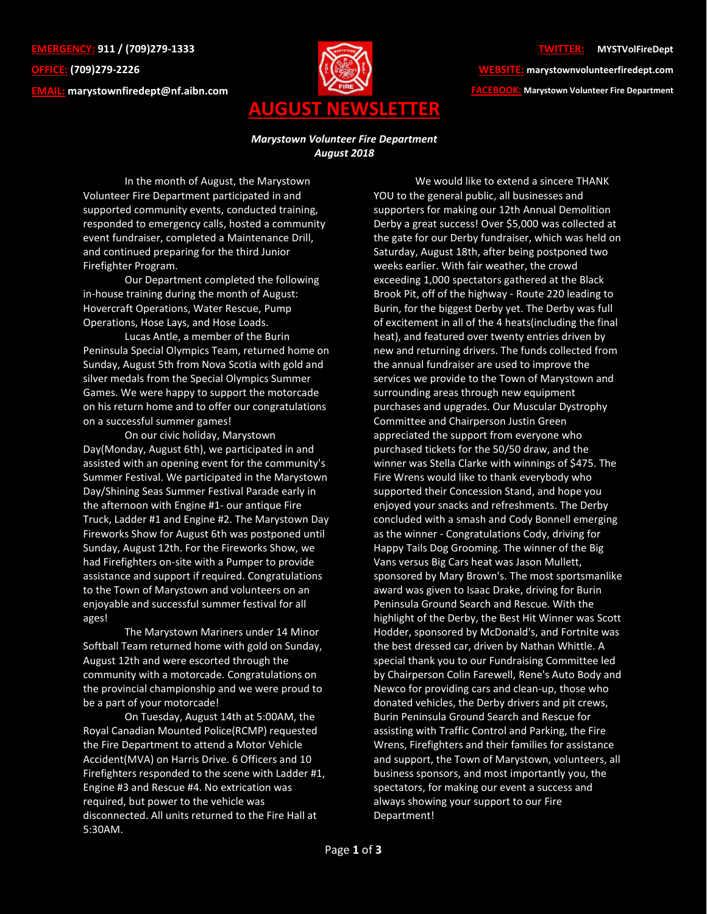**EMERGENCY:** 911 / (709)279-1333
**OFFICE:** (709)279-2226
**EMAIL:** marystownfiredept@nf.aibn.com

**TWITTER:** MYSTVolFireDept
**WEBSITE:** marystownvolunteerfiredept.com
**FACEBOOK:** Marystown Volunteer Fire Department

# AUGUST NEWSLETTER

***Marystown Volunteer Fire Department***
***August 2018***

In the month of August, the Marystown Volunteer Fire Department participated in and supported community events, conducted training, responded to emergency calls, hosted a community event fundraiser, completed a Maintenance Drill, and continued preparing for the third Junior Firefighter Program.

Our Department completed the following in-house training during the month of August: Hovercraft Operations, Water Rescue, Pump Operations, Hose Lays, and Hose Loads.

Lucas Antle, a member of the Burin Peninsula Special Olympics Team, returned home on Sunday, August 5th from Nova Scotia with gold and silver medals from the Special Olympics Summer Games. We were happy to support the motorcade on his return home and to offer our congratulations on a successful summer games!

On our civic holiday, Marystown Day(Monday, August 6th), we participated in and assisted with an opening event for the community's Summer Festival. We participated in the Marystown Day/Shining Seas Summer Festival Parade early in the afternoon with Engine #1- our antique Fire Truck, Ladder #1 and Engine #2. The Marystown Day Fireworks Show for August 6th was postponed until Sunday, August 12th. For the Fireworks Show, we had Firefighters on-site with a Pumper to provide assistance and support if required. Congratulations to the Town of Marystown and volunteers on an enjoyable and successful summer festival for all ages!

The Marystown Mariners under 14 Minor Softball Team returned home with gold on Sunday, August 12th and were escorted through the community with a motorcade. Congratulations on the provincial championship and we were proud to be a part of your motorcade!

On Tuesday, August 14th at 5:00AM, the Royal Canadian Mounted Police(RCMP) requested the Fire Department to attend a Motor Vehicle Accident(MVA) on Harris Drive. 6 Officers and 10 Firefighters responded to the scene with Ladder #1, Engine #3 and Rescue #4. No extrication was required, but power to the vehicle was disconnected. All units returned to the Fire Hall at 5:30AM.

We would like to extend a sincere THANK YOU to the general public, all businesses and supporters for making our 12th Annual Demolition Derby a great success! Over $5,000 was collected at the gate for our Derby fundraiser, which was held on Saturday, August 18th, after being postponed two weeks earlier. With fair weather, the crowd exceeding 1,000 spectators gathered at the Black Brook Pit, off of the highway - Route 220 leading to Burin, for the biggest Derby yet. The Derby was full of excitement in all of the 4 heats(including the final heat), and featured over twenty entries driven by new and returning drivers. The funds collected from the annual fundraiser are used to improve the services we provide to the Town of Marystown and surrounding areas through new equipment purchases and upgrades. Our Muscular Dystrophy Committee and Chairperson Justin Green appreciated the support from everyone who purchased tickets for the 50/50 draw, and the winner was Stella Clarke with winnings of $475. The Fire Wrens would like to thank everybody who supported their Concession Stand, and hope you enjoyed your snacks and refreshments. The Derby concluded with a smash and Cody Bonnell emerging as the winner - Congratulations Cody, driving for Happy Tails Dog Grooming. The winner of the Big Vans versus Big Cars heat was Jason Mullett, sponsored by Mary Brown's. The most sportsmanlike award was given to Isaac Drake, driving for Burin Peninsula Ground Search and Rescue. With the highlight of the Derby, the Best Hit Winner was Scott Hodder, sponsored by McDonald's, and Fortnite was the best dressed car, driven by Nathan Whittle. A special thank you to our Fundraising Committee led by Chairperson Colin Farewell, Rene's Auto Body and Newco for providing cars and clean-up, those who donated vehicles, the Derby drivers and pit crews, Burin Peninsula Ground Search and Rescue for assisting with Traffic Control and Parking, the Fire Wrens, Firefighters and their families for assistance and support, the Town of Marystown, volunteers, all business sponsors, and most importantly you, the spectators, for making our event a success and always showing your support to our Fire Department!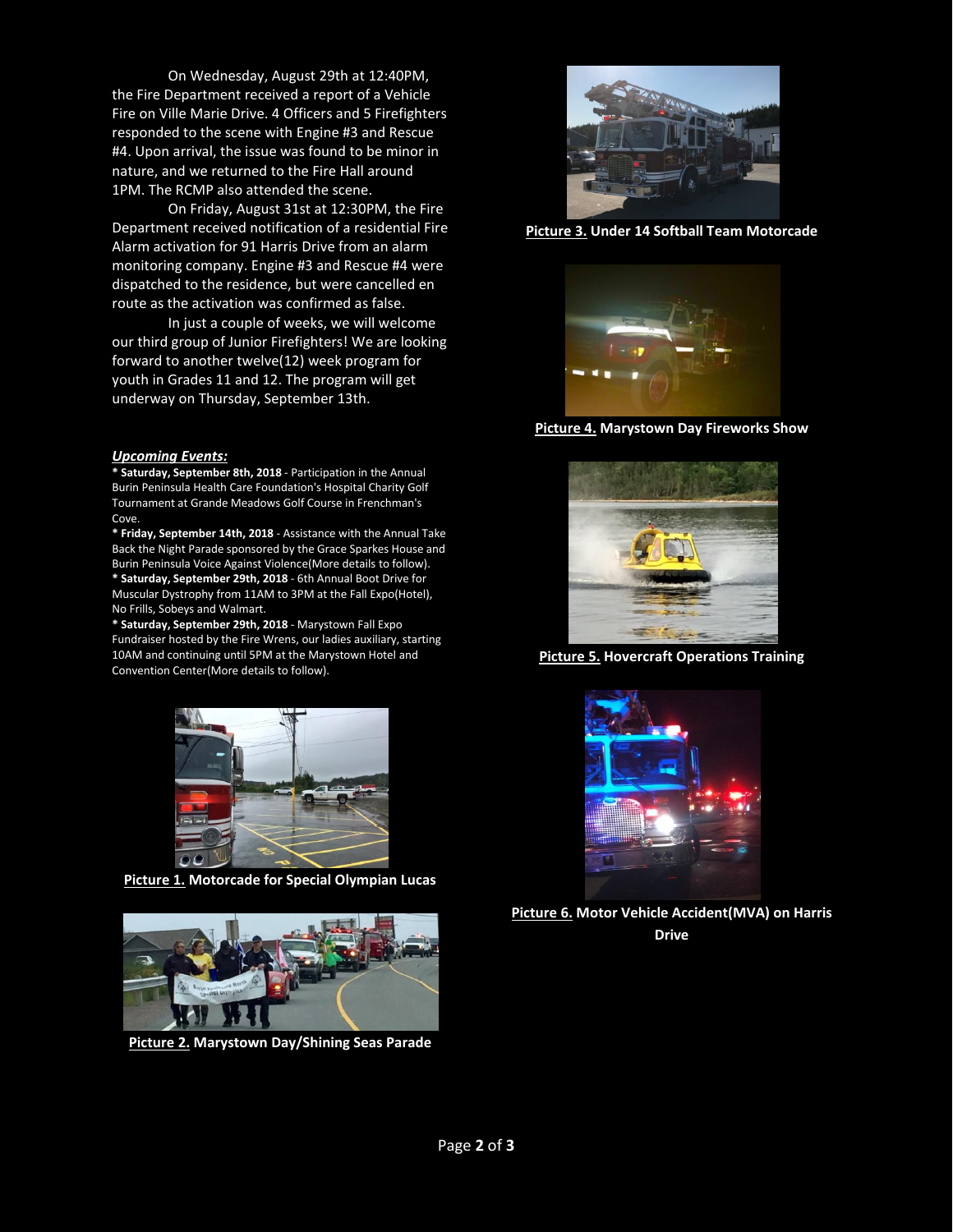On Wednesday, August 29th at 12:40PM, the Fire Department received a report of a Vehicle Fire on Ville Marie Drive. 4 Officers and 5 Firefighters responded to the scene with Engine #3 and Rescue #4. Upon arrival, the issue was found to be minor in nature, and we returned to the Fire Hall around 1PM. The RCMP also attended the scene.

On Friday, August 31st at 12:30PM, the Fire Department received notification of a residential Fire Alarm activation for 91 Harris Drive from an alarm monitoring company. Engine #3 and Rescue #4 were dispatched to the residence, but were cancelled en route as the activation was confirmed as false.

In just a couple of weeks, we will welcome our third group of Junior Firefighters! We are looking forward to another twelve(12) week program for youth in Grades 11 and 12. The program will get underway on Thursday, September 13th.

***Upcoming Events:***

* **Saturday, September 8th, 2018** - Participation in the Annual Burin Peninsula Health Care Foundation's Hospital Charity Golf Tournament at Grande Meadows Golf Course in Frenchman's Cove.
* **Friday, September 14th, 2018** - Assistance with the Annual Take Back the Night Parade sponsored by the Grace Sparkes House and Burin Peninsula Voice Against Violence(More details to follow).
* **Saturday, September 29th, 2018** - 6th Annual Boot Drive for Muscular Dystrophy from 11AM to 3PM at the Fall Expo(Hotel), No Frills, Sobeys and Walmart.
* **Saturday, September 29th, 2018** - Marystown Fall Expo Fundraiser hosted by the Fire Wrens, our ladies auxiliary, starting 10AM and continuing until 5PM at the Marystown Hotel and Convention Center(More details to follow).

**Picture 1.** **Motorcade for Special Olympian Lucas**

**Picture 2.** **Marystown Day/Shining Seas Parade**

**Picture 3.** **Under 14 Softball Team Motorcade**

**Picture 4.** **Marystown Day Fireworks Show**

**Picture 5.** **Hovercraft Operations Training**

**Picture 6.** **Motor Vehicle Accident(MVA) on Harris Drive**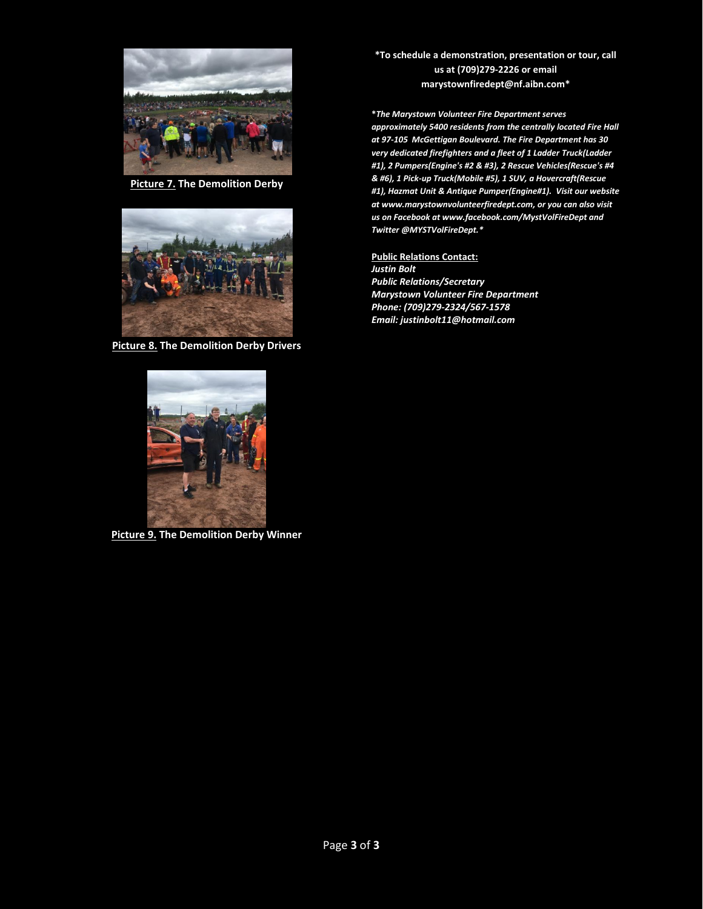**Picture 7.** **The Demolition Derby**

**Picture 8.** **The Demolition Derby Drivers**

**Picture 9.** **The Demolition Derby Winner**

**\*To schedule a demonstration, presentation or tour, call us at (709)279-2226 or email marystownfiredept@nf.aibn.com\***

*\*The Marystown Volunteer Fire Department serves approximately 5400 residents from the centrally located Fire Hall at 97-105 McGettigan Boulevard. The Fire Department has 30 very dedicated firefighters and a fleet of 1 Ladder Truck(Ladder #1), 2 Pumpers(Engine's #2 & #3), 2 Rescue Vehicles(Rescue's #4 & #6), 1 Pick-up Truck(Mobile #5), 1 SUV, a Hovercraft(Rescue #1), Hazmat Unit & Antique Pumper(Engine#1). Visit our website at www.marystownvolunteerfiredept.com, or you can also visit us on Facebook at www.facebook.com/MystVolFireDept and Twitter @MYSTVolFireDept.\**

**Public Relations Contact:**
*Justin Bolt*
*Public Relations/Secretary*
*Marystown Volunteer Fire Department*
*Phone: (709)279-2324/567-1578*
*Email: justinbolt11@hotmail.com*